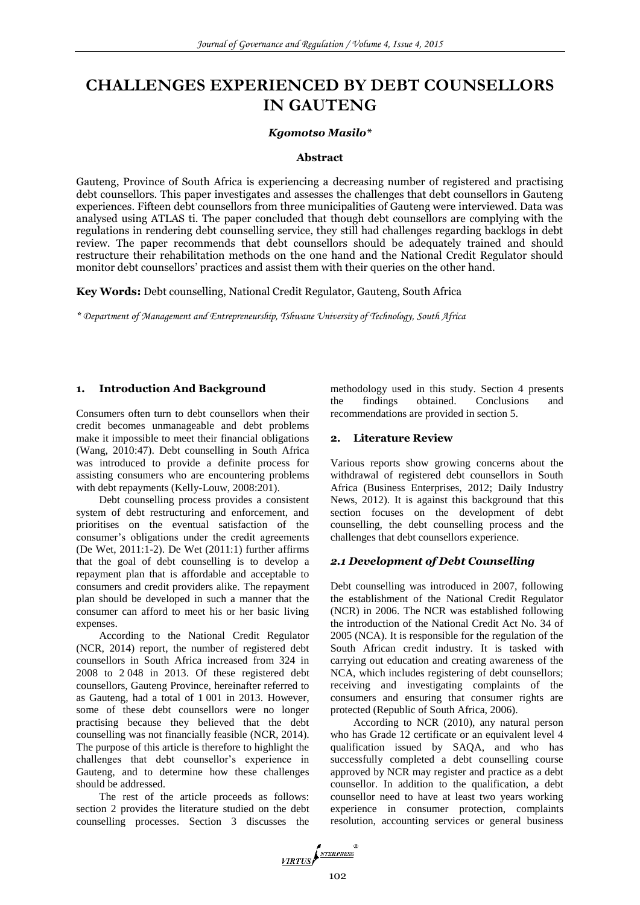# CHALLENGES EXPERIENCED BY DEBT COUNSELLORS IN GAUTENG

***Kgomotso Masilo****

**Abstract**

Gauteng, Province of South Africa is experiencing a decreasing number of registered and practising debt counsellors. This paper investigates and assesses the challenges that debt counsellors in Gauteng experiences. Fifteen debt counsellors from three municipalities of Gauteng were interviewed. Data was analysed using ATLAS ti. The paper concluded that though debt counsellors are complying with the regulations in rendering debt counselling service, they still had challenges regarding backlogs in debt review. The paper recommends that debt counsellors should be adequately trained and should restructure their rehabilitation methods on the one hand and the National Credit Regulator should monitor debt counsellors' practices and assist them with their queries on the other hand.

**Key Words:** Debt counselling, National Credit Regulator, Gauteng, South Africa

*\* Department of Management and Entrepreneurship, Tshwane University of Technology, South Africa*

## 1. Introduction And Background

Consumers often turn to debt counsellors when their credit becomes unmanageable and debt problems make it impossible to meet their financial obligations (Wang, 2010:47). Debt counselling in South Africa was introduced to provide a definite process for assisting consumers who are encountering problems with debt repayments (Kelly-Louw, 2008:201).

Debt counselling process provides a consistent system of debt restructuring and enforcement, and prioritises on the eventual satisfaction of the consumer's obligations under the credit agreements (De Wet, 2011:1-2). De Wet (2011:1) further affirms that the goal of debt counselling is to develop a repayment plan that is affordable and acceptable to consumers and credit providers alike. The repayment plan should be developed in such a manner that the consumer can afford to meet his or her basic living expenses.

According to the National Credit Regulator (NCR, 2014) report, the number of registered debt counsellors in South Africa increased from 324 in 2008 to 2 048 in 2013. Of these registered debt counsellors, Gauteng Province, hereinafter referred to as Gauteng, had a total of 1 001 in 2013. However, some of these debt counsellors were no longer practising because they believed that the debt counselling was not financially feasible (NCR, 2014). The purpose of this article is therefore to highlight the challenges that debt counsellor's experience in Gauteng, and to determine how these challenges should be addressed.

The rest of the article proceeds as follows: section 2 provides the literature studied on the debt counselling processes. Section 3 discusses the methodology used in this study. Section 4 presents the findings obtained. Conclusions and recommendations are provided in section 5.

## 2. Literature Review

Various reports show growing concerns about the withdrawal of registered debt counsellors in South Africa (Business Enterprises, 2012; Daily Industry News, 2012). It is against this background that this section focuses on the development of debt counselling, the debt counselling process and the challenges that debt counsellors experience.

### *2.1 Development of Debt Counselling*

Debt counselling was introduced in 2007, following the establishment of the National Credit Regulator (NCR) in 2006. The NCR was established following the introduction of the National Credit Act No. 34 of 2005 (NCA). It is responsible for the regulation of the South African credit industry. It is tasked with carrying out education and creating awareness of the NCA, which includes registering of debt counsellors; receiving and investigating complaints of the consumers and ensuring that consumer rights are protected (Republic of South Africa, 2006).

According to NCR (2010), any natural person who has Grade 12 certificate or an equivalent level 4 qualification issued by SAQA, and who has successfully completed a debt counselling course approved by NCR may register and practice as a debt counsellor. In addition to the qualification, a debt counsellor need to have at least two years working experience in consumer protection, complaints resolution, accounting services or general business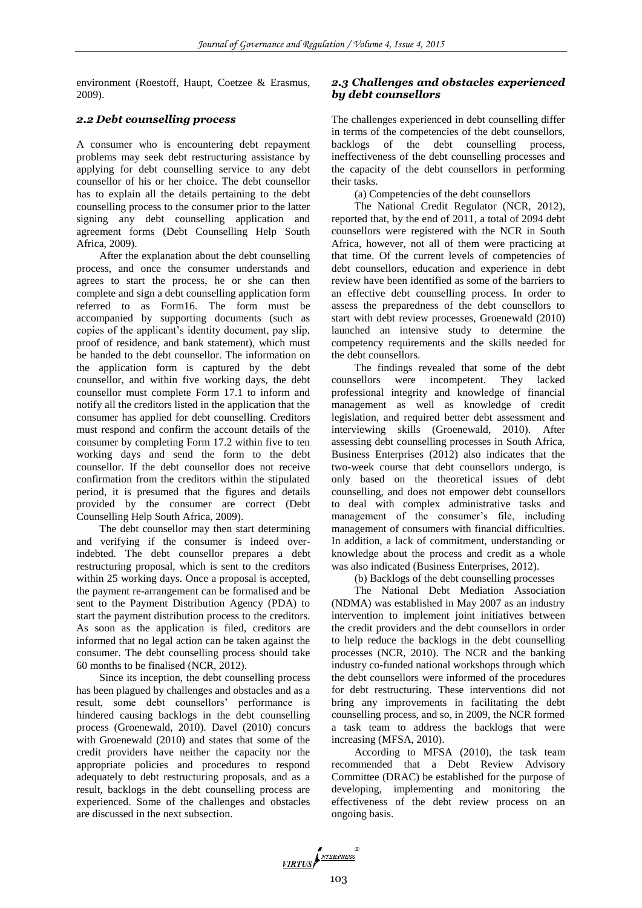environment (Roestoff, Haupt, Coetzee & Erasmus, 2009).

### *2.2 Debt counselling process*

A consumer who is encountering debt repayment problems may seek debt restructuring assistance by applying for debt counselling service to any debt counsellor of his or her choice. The debt counsellor has to explain all the details pertaining to the debt counselling process to the consumer prior to the latter signing any debt counselling application and agreement forms (Debt Counselling Help South Africa, 2009).

After the explanation about the debt counselling process, and once the consumer understands and agrees to start the process, he or she can then complete and sign a debt counselling application form referred to as Form16. The form must be accompanied by supporting documents (such as copies of the applicant's identity document, pay slip, proof of residence, and bank statement), which must be handed to the debt counsellor. The information on the application form is captured by the debt counsellor, and within five working days, the debt counsellor must complete Form 17.1 to inform and notify all the creditors listed in the application that the consumer has applied for debt counselling. Creditors must respond and confirm the account details of the consumer by completing Form 17.2 within five to ten working days and send the form to the debt counsellor. If the debt counsellor does not receive confirmation from the creditors within the stipulated period, it is presumed that the figures and details provided by the consumer are correct (Debt Counselling Help South Africa, 2009).

The debt counsellor may then start determining and verifying if the consumer is indeed over-indebted. The debt counsellor prepares a debt restructuring proposal, which is sent to the creditors within 25 working days. Once a proposal is accepted, the payment re-arrangement can be formalised and be sent to the Payment Distribution Agency (PDA) to start the payment distribution process to the creditors. As soon as the application is filed, creditors are informed that no legal action can be taken against the consumer. The debt counselling process should take 60 months to be finalised (NCR, 2012).

Since its inception, the debt counselling process has been plagued by challenges and obstacles and as a result, some debt counsellors' performance is hindered causing backlogs in the debt counselling process (Groenewald, 2010). Davel (2010) concurs with Groenewald (2010) and states that some of the credit providers have neither the capacity nor the appropriate policies and procedures to respond adequately to debt restructuring proposals, and as a result, backlogs in the debt counselling process are experienced. Some of the challenges and obstacles are discussed in the next subsection.

### *2.3 Challenges and obstacles experienced by debt counsellors*

The challenges experienced in debt counselling differ in terms of the competencies of the debt counsellors, backlogs of the debt counselling process, ineffectiveness of the debt counselling processes and the capacity of the debt counsellors in performing their tasks.

(a) Competencies of the debt counsellors

The National Credit Regulator (NCR, 2012), reported that, by the end of 2011, a total of 2094 debt counsellors were registered with the NCR in South Africa, however, not all of them were practicing at that time. Of the current levels of competencies of debt counsellors, education and experience in debt review have been identified as some of the barriers to an effective debt counselling process. In order to assess the preparedness of the debt counsellors to start with debt review processes, Groenewald (2010) launched an intensive study to determine the competency requirements and the skills needed for the debt counsellors.

The findings revealed that some of the debt counsellors were incompetent. They lacked professional integrity and knowledge of financial management as well as knowledge of credit legislation, and required better debt assessment and interviewing skills (Groenewald, 2010). After assessing debt counselling processes in South Africa, Business Enterprises (2012) also indicates that the two-week course that debt counsellors undergo, is only based on the theoretical issues of debt counselling, and does not empower debt counsellors to deal with complex administrative tasks and management of the consumer's file, including management of consumers with financial difficulties. In addition, a lack of commitment, understanding or knowledge about the process and credit as a whole was also indicated (Business Enterprises, 2012).

(b) Backlogs of the debt counselling processes

The National Debt Mediation Association (NDMA) was established in May 2007 as an industry intervention to implement joint initiatives between the credit providers and the debt counsellors in order to help reduce the backlogs in the debt counselling processes (NCR, 2010). The NCR and the banking industry co-funded national workshops through which the debt counsellors were informed of the procedures for debt restructuring. These interventions did not bring any improvements in facilitating the debt counselling process, and so, in 2009, the NCR formed a task team to address the backlogs that were increasing (MFSA, 2010).

According to MFSA (2010), the task team recommended that a Debt Review Advisory Committee (DRAC) be established for the purpose of developing, implementing and monitoring the effectiveness of the debt review process on an ongoing basis.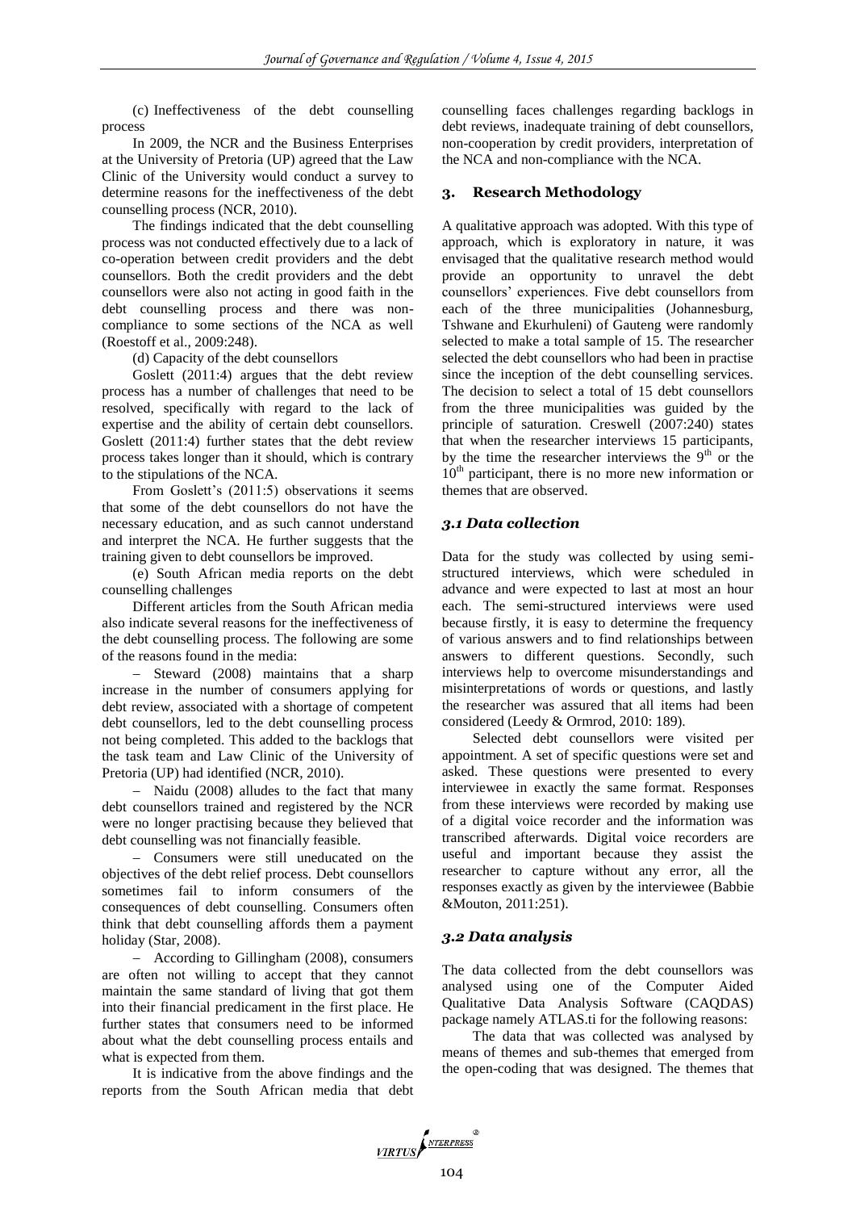(c) Ineffectiveness of the debt counselling process

In 2009, the NCR and the Business Enterprises at the University of Pretoria (UP) agreed that the Law Clinic of the University would conduct a survey to determine reasons for the ineffectiveness of the debt counselling process (NCR, 2010).

The findings indicated that the debt counselling process was not conducted effectively due to a lack of co-operation between credit providers and the debt counsellors. Both the credit providers and the debt counsellors were also not acting in good faith in the debt counselling process and there was non-compliance to some sections of the NCA as well (Roestoff et al., 2009:248).

(d) Capacity of the debt counsellors

Goslett (2011:4) argues that the debt review process has a number of challenges that need to be resolved, specifically with regard to the lack of expertise and the ability of certain debt counsellors. Goslett (2011:4) further states that the debt review process takes longer than it should, which is contrary to the stipulations of the NCA.

From Goslett's (2011:5) observations it seems that some of the debt counsellors do not have the necessary education, and as such cannot understand and interpret the NCA. He further suggests that the training given to debt counsellors be improved.

(e) South African media reports on the debt counselling challenges

Different articles from the South African media also indicate several reasons for the ineffectiveness of the debt counselling process. The following are some of the reasons found in the media:

- Steward (2008) maintains that a sharp increase in the number of consumers applying for debt review, associated with a shortage of competent debt counsellors, led to the debt counselling process not being completed. This added to the backlogs that the task team and Law Clinic of the University of Pretoria (UP) had identified (NCR, 2010).
- Naidu (2008) alludes to the fact that many debt counsellors trained and registered by the NCR were no longer practising because they believed that debt counselling was not financially feasible.
- Consumers were still uneducated on the objectives of the debt relief process. Debt counsellors sometimes fail to inform consumers of the consequences of debt counselling. Consumers often think that debt counselling affords them a payment holiday (Star, 2008).
- According to Gillingham (2008), consumers are often not willing to accept that they cannot maintain the same standard of living that got them into their financial predicament in the first place. He further states that consumers need to be informed about what the debt counselling process entails and what is expected from them.

It is indicative from the above findings and the reports from the South African media that debt counselling faces challenges regarding backlogs in debt reviews, inadequate training of debt counsellors, non-cooperation by credit providers, interpretation of the NCA and non-compliance with the NCA.

## 3. Research Methodology

A qualitative approach was adopted. With this type of approach, which is exploratory in nature, it was envisaged that the qualitative research method would provide an opportunity to unravel the debt counsellors' experiences. Five debt counsellors from each of the three municipalities (Johannesburg, Tshwane and Ekurhuleni) of Gauteng were randomly selected to make a total sample of 15. The researcher selected the debt counsellors who had been in practise since the inception of the debt counselling services. The decision to select a total of 15 debt counsellors from the three municipalities was guided by the principle of saturation. Creswell (2007:240) states that when the researcher interviews 15 participants, by the time the researcher interviews the 9th or the 10th participant, there is no more new information or themes that are observed.

### *3.1 Data collection*

Data for the study was collected by using semi-structured interviews, which were scheduled in advance and were expected to last at most an hour each. The semi-structured interviews were used because firstly, it is easy to determine the frequency of various answers and to find relationships between answers to different questions. Secondly, such interviews help to overcome misunderstandings and misinterpretations of words or questions, and lastly the researcher was assured that all items had been considered (Leedy & Ormrod, 2010: 189).

Selected debt counsellors were visited per appointment. A set of specific questions were set and asked. These questions were presented to every interviewee in exactly the same format. Responses from these interviews were recorded by making use of a digital voice recorder and the information was transcribed afterwards. Digital voice recorders are useful and important because they assist the researcher to capture without any error, all the responses exactly as given by the interviewee (Babbie &Mouton, 2011:251).

### *3.2 Data analysis*

The data collected from the debt counsellors was analysed using one of the Computer Aided Qualitative Data Analysis Software (CAQDAS) package namely ATLAS.ti for the following reasons:

The data that was collected was analysed by means of themes and sub-themes that emerged from the open-coding that was designed. The themes that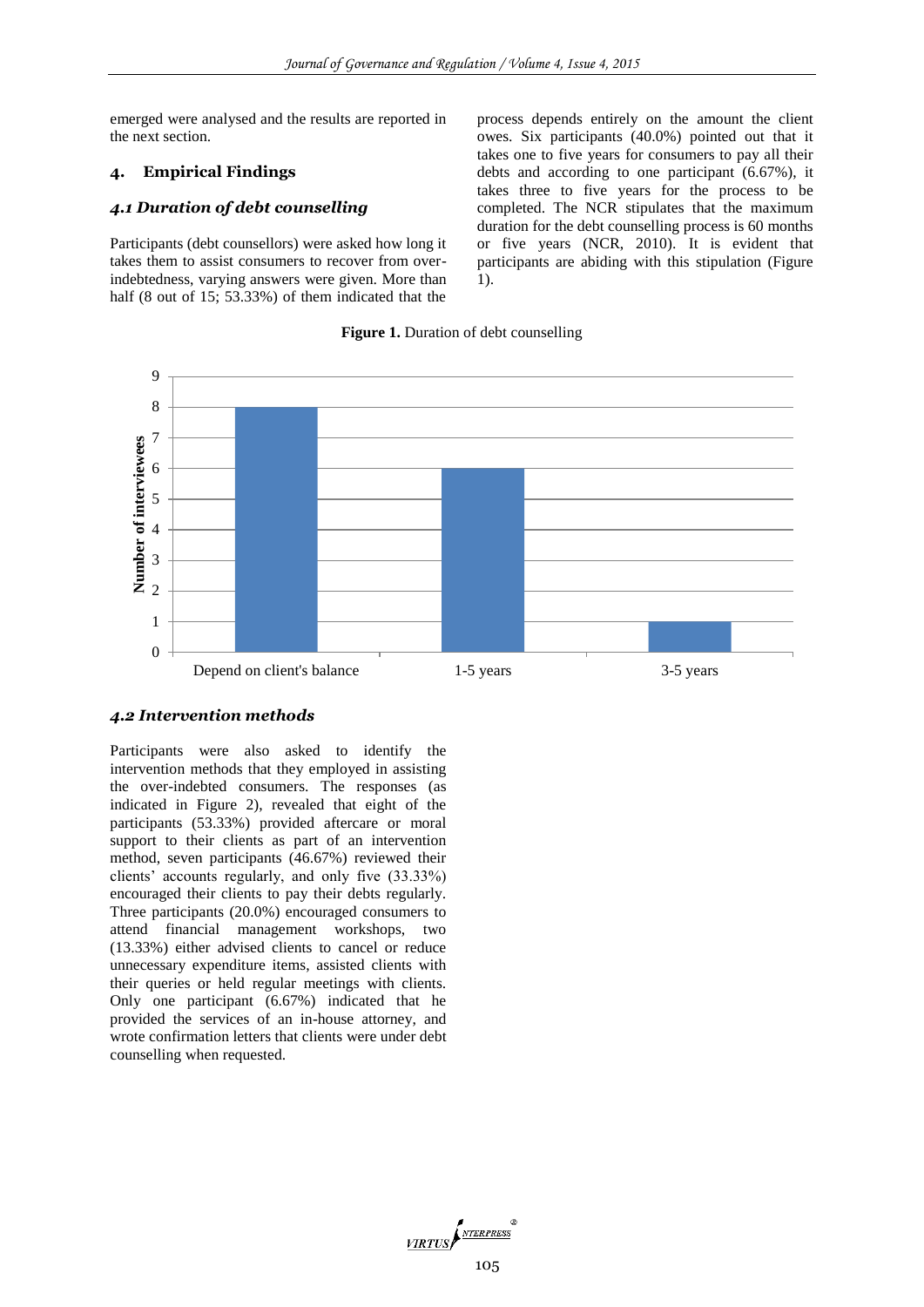emerged were analysed and the results are reported in the next section.

## 4. Empirical Findings

### *4.1 Duration of debt counselling*

Participants (debt counsellors) were asked how long it takes them to assist consumers to recover from over-indebtedness, varying answers were given. More than half (8 out of 15; 53.33%) of them indicated that the process depends entirely on the amount the client owes. Six participants (40.0%) pointed out that it takes one to five years for consumers to pay all their debts and according to one participant (6.67%), it takes three to five years for the process to be completed. The NCR stipulates that the maximum duration for the debt counselling process is 60 months or five years (NCR, 2010). It is evident that participants are abiding with this stipulation (Figure 1).

**Figure 1.** Duration of debt counselling

| Duration | Number of interviewees |
|---|---|
| Depend on client's balance | 8 |
| 1-5 years | 6 |
| 3-5 years | 1 |

### *4.2 Intervention methods*

Participants were also asked to identify the intervention methods that they employed in assisting the over-indebted consumers. The responses (as indicated in Figure 2), revealed that eight of the participants (53.33%) provided aftercare or moral support to their clients as part of an intervention method, seven participants (46.67%) reviewed their clients' accounts regularly, and only five (33.33%) encouraged their clients to pay their debts regularly. Three participants (20.0%) encouraged consumers to attend financial management workshops, two (13.33%) either advised clients to cancel or reduce unnecessary expenditure items, assisted clients with their queries or held regular meetings with clients. Only one participant (6.67%) indicated that he provided the services of an in-house attorney, and wrote confirmation letters that clients were under debt counselling when requested.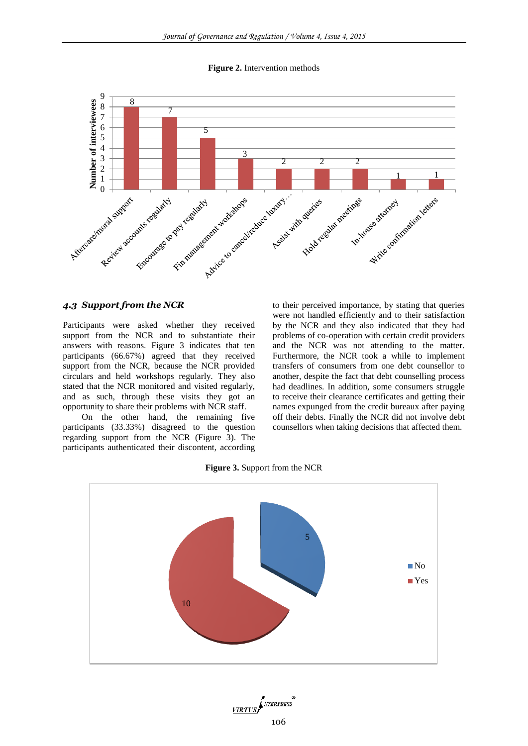**Figure 2.** Intervention methods

**Figure 3.** Support from the NCR

### 4.3 Support from the NCR

Participants were asked whether they received support from the NCR and to substantiate their answers with reasons. Figure 3 indicates that ten participants (66.67%) agreed that they received support from the NCR, because the NCR provided circulars and held workshops regularly. They also stated that the NCR monitored and visited regularly, and as such, through these visits they got an opportunity to share their problems with NCR staff.

On the other hand, the remaining five participants (33.33%) disagreed to the question regarding support from the NCR (Figure 3). The participants authenticated their discontent, according to their perceived importance, by stating that queries were not handled efficiently and to their satisfaction by the NCR and they also indicated that they had problems of co-operation with certain credit providers and the NCR was not attending to the matter. Furthermore, the NCR took a while to implement transfers of consumers from one debt counsellor to another, despite the fact that debt counselling process had deadlines. In addition, some consumers struggle to receive their clearance certificates and getting their names expunged from the credit bureaux after paying off their debts. Finally the NCR did not involve debt counsellors when taking decisions that affected them.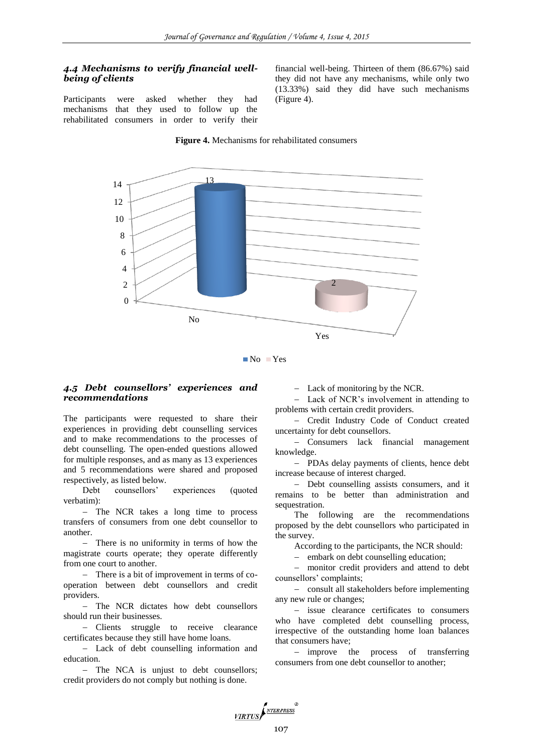### *4.4 Mechanisms to verify financial well-being of clients*

Participants were asked whether they had mechanisms that they used to follow up the rehabilitated consumers in order to verify their financial well-being. Thirteen of them (86.67%) said they did not have any mechanisms, while only two (13.33%) said they did have such mechanisms (Figure 4).

**Figure 4.** Mechanisms for rehabilitated consumers

| | Count |
|---|---|
| No | 13 |
| Yes | 2 |

### *4.5 Debt counsellors' experiences and recommendations*

The participants were requested to share their experiences in providing debt counselling services and to make recommendations to the processes of debt counselling. The open-ended questions allowed for multiple responses, and as many as 13 experiences and 5 recommendations were shared and proposed respectively, as listed below.

Debt counsellors' experiences (quoted verbatim):

- The NCR takes a long time to process transfers of consumers from one debt counsellor to another.
- There is no uniformity in terms of how the magistrate courts operate; they operate differently from one court to another.
- There is a bit of improvement in terms of co-operation between debt counsellors and credit providers.
- The NCR dictates how debt counsellors should run their businesses.
- Clients struggle to receive clearance certificates because they still have home loans.
- Lack of debt counselling information and education.
- The NCA is unjust to debt counsellors; credit providers do not comply but nothing is done.
- Lack of monitoring by the NCR.
- Lack of NCR's involvement in attending to problems with certain credit providers.
- Credit Industry Code of Conduct created uncertainty for debt counsellors.
- Consumers lack financial management knowledge.
- PDAs delay payments of clients, hence debt increase because of interest charged.
- Debt counselling assists consumers, and it remains to be better than administration and sequestration.

The following are the recommendations proposed by the debt counsellors who participated in the survey.

According to the participants, the NCR should:

- embark on debt counselling education;
- monitor credit providers and attend to debt counsellors' complaints;
- consult all stakeholders before implementing any new rule or changes;
- issue clearance certificates to consumers who have completed debt counselling process, irrespective of the outstanding home loan balances that consumers have;
- improve the process of transferring consumers from one debt counsellor to another;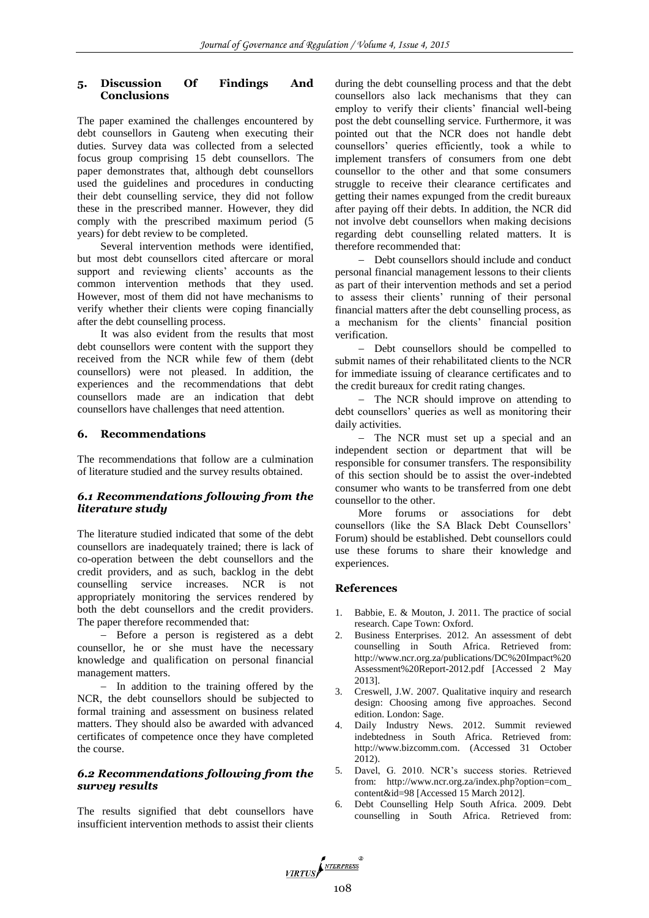## 5. Discussion Of Findings And Conclusions

The paper examined the challenges encountered by debt counsellors in Gauteng when executing their duties. Survey data was collected from a selected focus group comprising 15 debt counsellors. The paper demonstrates that, although debt counsellors used the guidelines and procedures in conducting their debt counselling service, they did not follow these in the prescribed manner. However, they did comply with the prescribed maximum period (5 years) for debt review to be completed.

Several intervention methods were identified, but most debt counsellors cited aftercare or moral support and reviewing clients' accounts as the common intervention methods that they used. However, most of them did not have mechanisms to verify whether their clients were coping financially after the debt counselling process.

It was also evident from the results that most debt counsellors were content with the support they received from the NCR while few of them (debt counsellors) were not pleased. In addition, the experiences and the recommendations that debt counsellors made are an indication that debt counsellors have challenges that need attention.

## 6. Recommendations

The recommendations that follow are a culmination of literature studied and the survey results obtained.

### *6.1 Recommendations following from the literature study*

The literature studied indicated that some of the debt counsellors are inadequately trained; there is lack of co-operation between the debt counsellors and the credit providers, and as such, backlog in the debt counselling service increases. NCR is not appropriately monitoring the services rendered by both the debt counsellors and the credit providers. The paper therefore recommended that:

- Before a person is registered as a debt counsellor, he or she must have the necessary knowledge and qualification on personal financial management matters.
- In addition to the training offered by the NCR, the debt counsellors should be subjected to formal training and assessment on business related matters. They should also be awarded with advanced certificates of competence once they have completed the course.

### *6.2 Recommendations following from the survey results*

The results signified that debt counsellors have insufficient intervention methods to assist their clients during the debt counselling process and that the debt counsellors also lack mechanisms that they can employ to verify their clients' financial well-being post the debt counselling service. Furthermore, it was pointed out that the NCR does not handle debt counsellors' queries efficiently, took a while to implement transfers of consumers from one debt counsellor to the other and that some consumers struggle to receive their clearance certificates and getting their names expunged from the credit bureaux after paying off their debts. In addition, the NCR did not involve debt counsellors when making decisions regarding debt counselling related matters. It is therefore recommended that:

- Debt counsellors should include and conduct personal financial management lessons to their clients as part of their intervention methods and set a period to assess their clients' running of their personal financial matters after the debt counselling process, as a mechanism for the clients' financial position verification.
- Debt counsellors should be compelled to submit names of their rehabilitated clients to the NCR for immediate issuing of clearance certificates and to the credit bureaux for credit rating changes.
- The NCR should improve on attending to debt counsellors' queries as well as monitoring their daily activities.
- The NCR must set up a special and an independent section or department that will be responsible for consumer transfers. The responsibility of this section should be to assist the over-indebted consumer who wants to be transferred from one debt counsellor to the other.

More forums or associations for debt counsellors (like the SA Black Debt Counsellors' Forum) should be established. Debt counsellors could use these forums to share their knowledge and experiences.

## References

1. Babbie, E. & Mouton, J. 2011. The practice of social research. Cape Town: Oxford.
2. Business Enterprises. 2012. An assessment of debt counselling in South Africa. Retrieved from: http://www.ncr.org.za/publications/DC%20Impact%20Assessment%20Report-2012.pdf [Accessed 2 May 2013].
3. Creswell, J.W. 2007. Qualitative inquiry and research design: Choosing among five approaches. Second edition. London: Sage.
4. Daily Industry News. 2012. Summit reviewed indebtedness in South Africa. Retrieved from: http://www.bizcomm.com. (Accessed 31 October 2012).
5. Davel, G. 2010. NCR's success stories. Retrieved from: http://www.ncr.org.za/index.php?option=com_content&id=98 [Accessed 15 March 2012].
6. Debt Counselling Help South Africa. 2009. Debt counselling in South Africa. Retrieved from: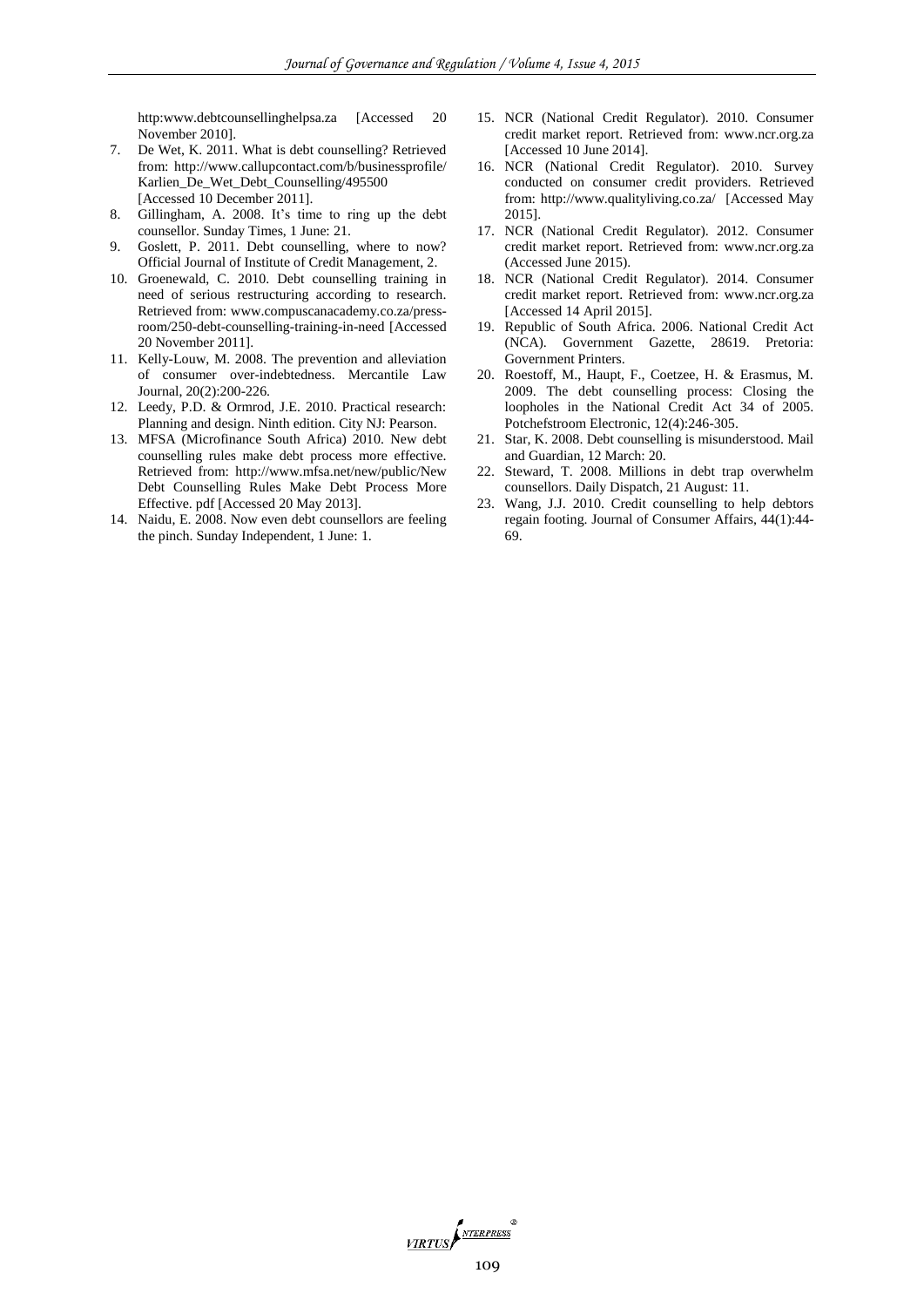http:www.debtcounsellinghelpsa.za [Accessed 20 November 2010].

7. De Wet, K. 2011. What is debt counselling? Retrieved from: http://www.callupcontact.com/b/businessprofile/Karlien_De_Wet_Debt_Counselling/495500 [Accessed 10 December 2011].
8. Gillingham, A. 2008. It's time to ring up the debt counsellor. Sunday Times, 1 June: 21.
9. Goslett, P. 2011. Debt counselling, where to now? Official Journal of Institute of Credit Management, 2.
10. Groenewald, C. 2010. Debt counselling training in need of serious restructuring according to research. Retrieved from: www.compuscanacademy.co.za/press-room/250-debt-counselling-training-in-need [Accessed 20 November 2011].
11. Kelly-Louw, M. 2008. The prevention and alleviation of consumer over-indebtedness. Mercantile Law Journal, 20(2):200-226.
12. Leedy, P.D. & Ormrod, J.E. 2010. Practical research: Planning and design. Ninth edition. City NJ: Pearson.
13. MFSA (Microfinance South Africa) 2010. New debt counselling rules make debt process more effective. Retrieved from: http://www.mfsa.net/new/public/New Debt Counselling Rules Make Debt Process More Effective. pdf [Accessed 20 May 2013].
14. Naidu, E. 2008. Now even debt counsellors are feeling the pinch. Sunday Independent, 1 June: 1.
15. NCR (National Credit Regulator). 2010. Consumer credit market report. Retrieved from: www.ncr.org.za [Accessed 10 June 2014].
16. NCR (National Credit Regulator). 2010. Survey conducted on consumer credit providers. Retrieved from: http://www.qualityliving.co.za/ [Accessed May 2015].
17. NCR (National Credit Regulator). 2012. Consumer credit market report. Retrieved from: www.ncr.org.za (Accessed June 2015).
18. NCR (National Credit Regulator). 2014. Consumer credit market report. Retrieved from: www.ncr.org.za [Accessed 14 April 2015].
19. Republic of South Africa. 2006. National Credit Act (NCA). Government Gazette, 28619. Pretoria: Government Printers.
20. Roestoff, M., Haupt, F., Coetzee, H. & Erasmus, M. 2009. The debt counselling process: Closing the loopholes in the National Credit Act 34 of 2005. Potchefstroom Electronic, 12(4):246-305.
21. Star, K. 2008. Debt counselling is misunderstood. Mail and Guardian, 12 March: 20.
22. Steward, T. 2008. Millions in debt trap overwhelm counsellors. Daily Dispatch, 21 August: 11.
23. Wang, J.J. 2010. Credit counselling to help debtors regain footing. Journal of Consumer Affairs, 44(1):44-69.